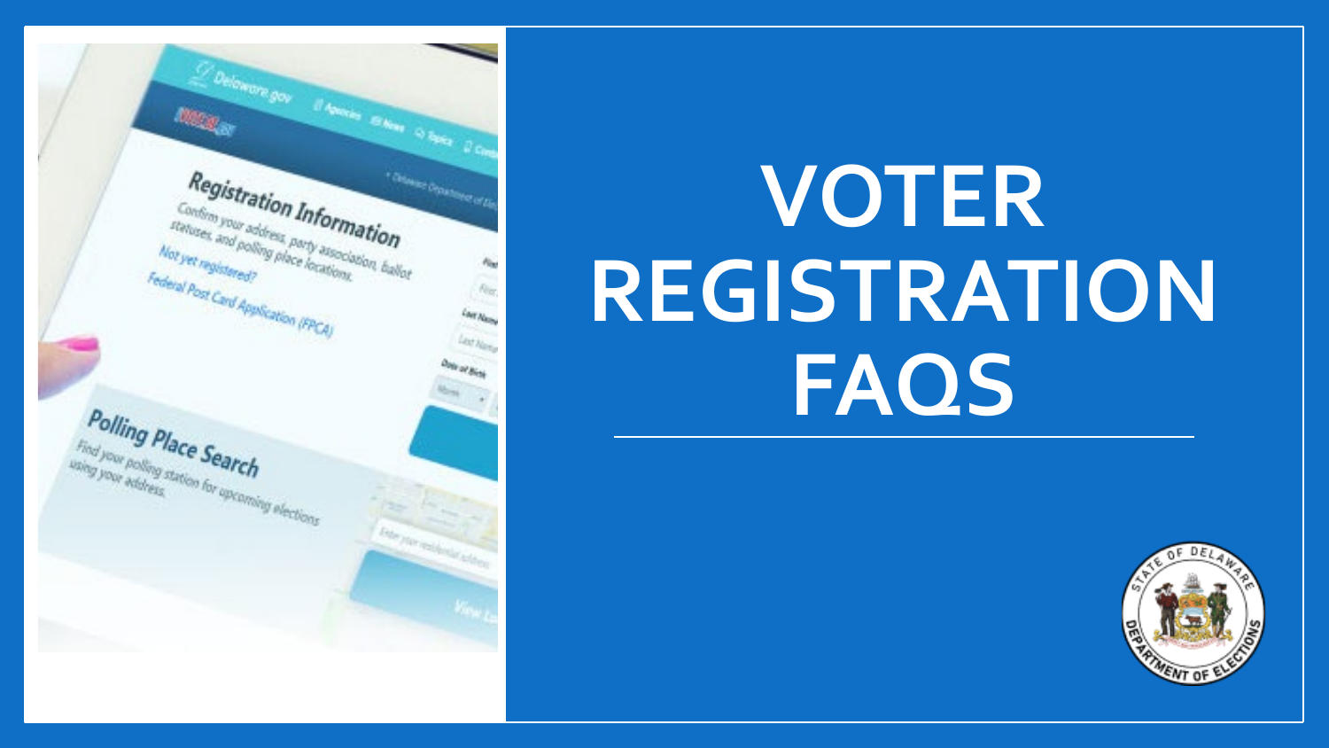# VOTER REGISTRATION FAQS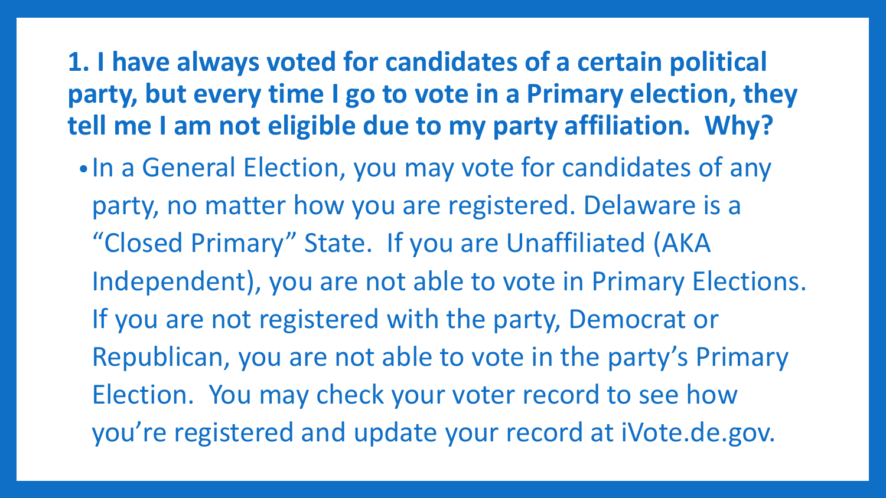**1. I have always voted for candidates of a certain political party, but every time I go to vote in a Primary election, they tell me I am not eligible due to my party affiliation. Why?**

- In a General Election, you may vote for candidates of any party, no matter how you are registered. Delaware is a "Closed Primary" State. If you are Unaffiliated (AKA Independent), you are not able to vote in Primary Elections. If you are not registered with the party, Democrat or Republican, you are not able to vote in the party's Primary Election. You may check your voter record to see how you're registered and update your record at iVote.de.gov.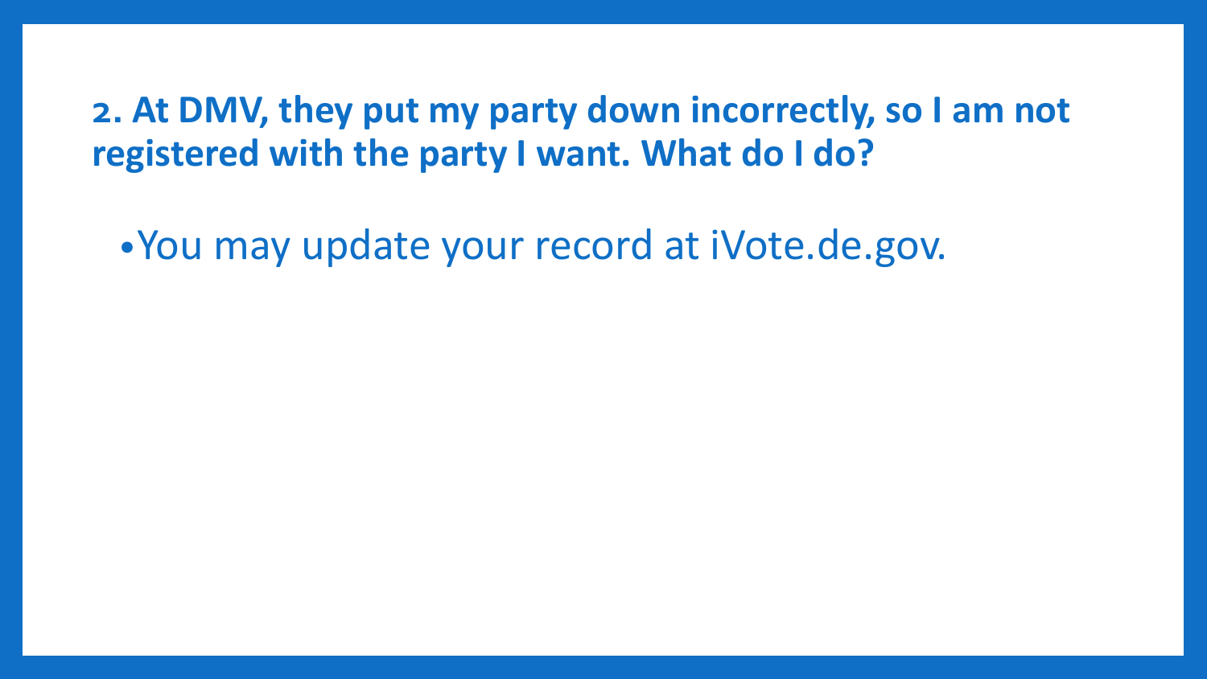**2. At DMV, they put my party down incorrectly, so I am not registered with the party I want. What do I do?**

- You may update your record at iVote.de.gov.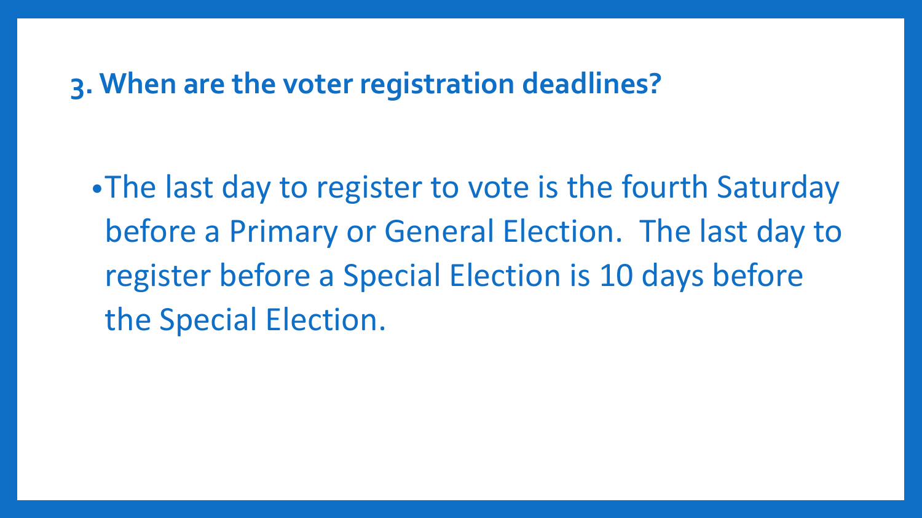## 3. When are the voter registration deadlines?

- The last day to register to vote is the fourth Saturday before a Primary or General Election. The last day to register before a Special Election is 10 days before the Special Election.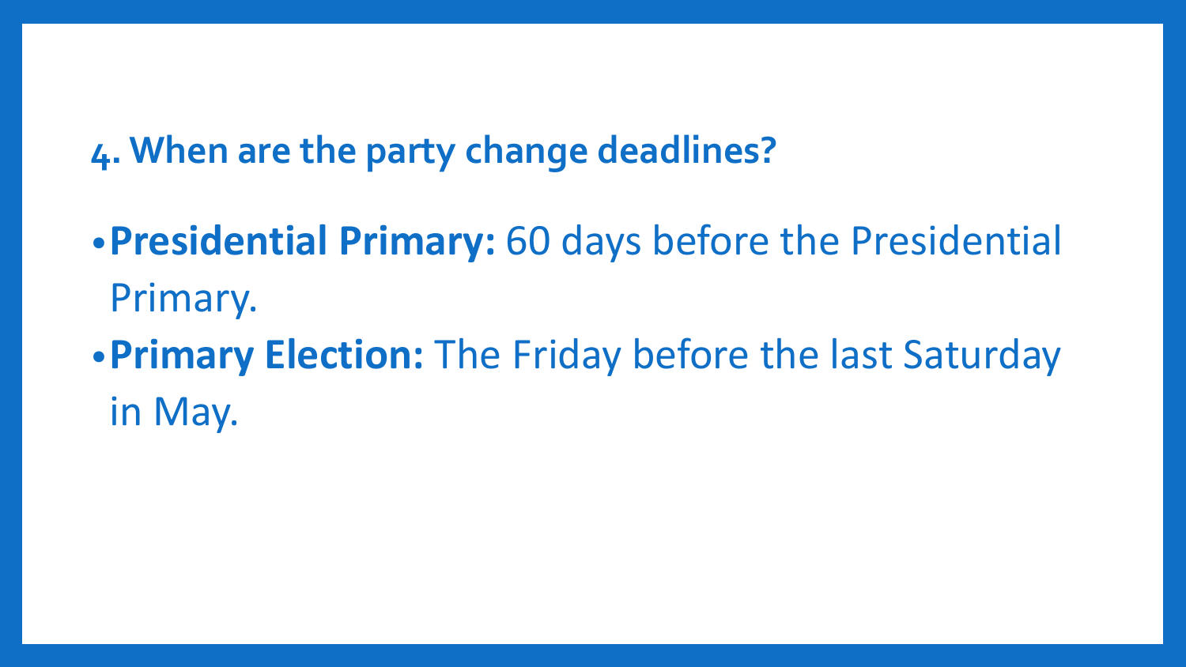## 4. When are the party change deadlines?

- **Presidential Primary:** 60 days before the Presidential Primary.
- **Primary Election:** The Friday before the last Saturday in May.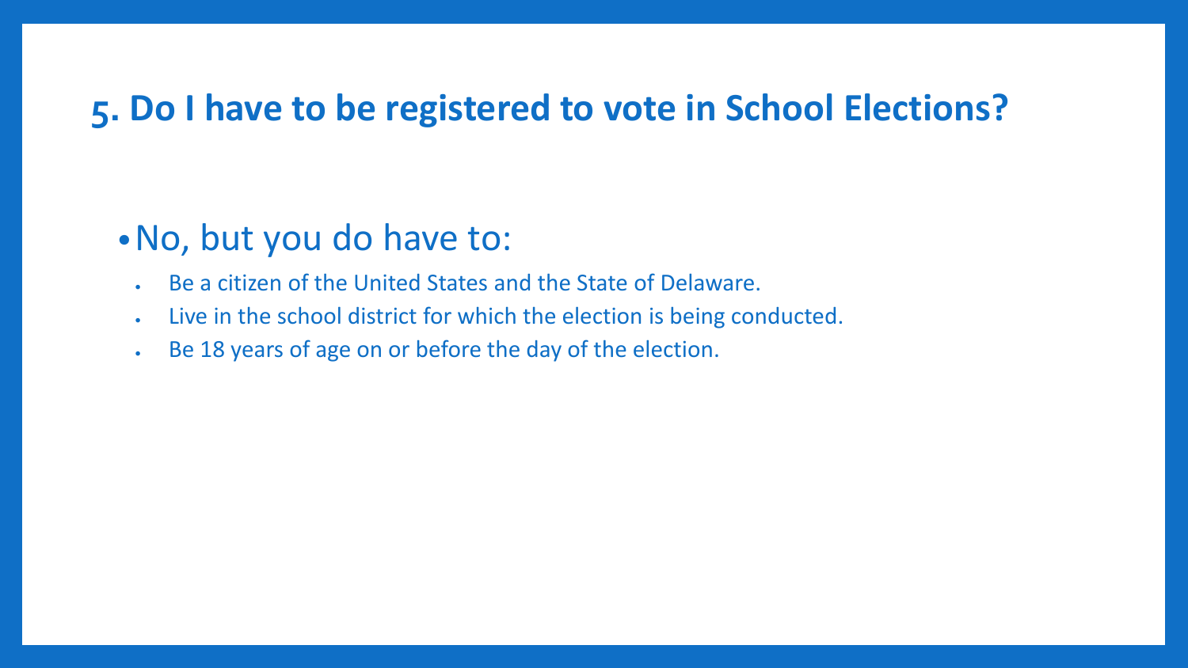# 5. Do I have to be registered to vote in School Elections?

- No, but you do have to:
  - Be a citizen of the United States and the State of Delaware.
  - Live in the school district for which the election is being conducted.
  - Be 18 years of age on or before the day of the election.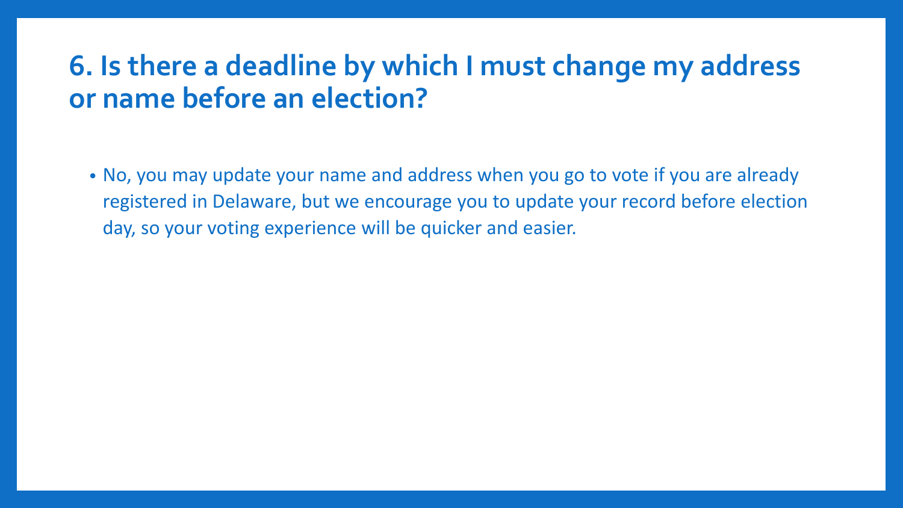## 6. Is there a deadline by which I must change my address or name before an election?

- No, you may update your name and address when you go to vote if you are already registered in Delaware, but we encourage you to update your record before election day, so your voting experience will be quicker and easier.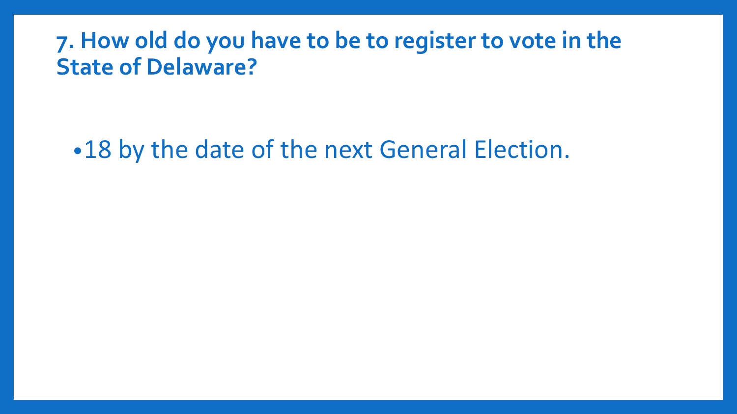## 7. How old do you have to be to register to vote in the State of Delaware?

- 18 by the date of the next General Election.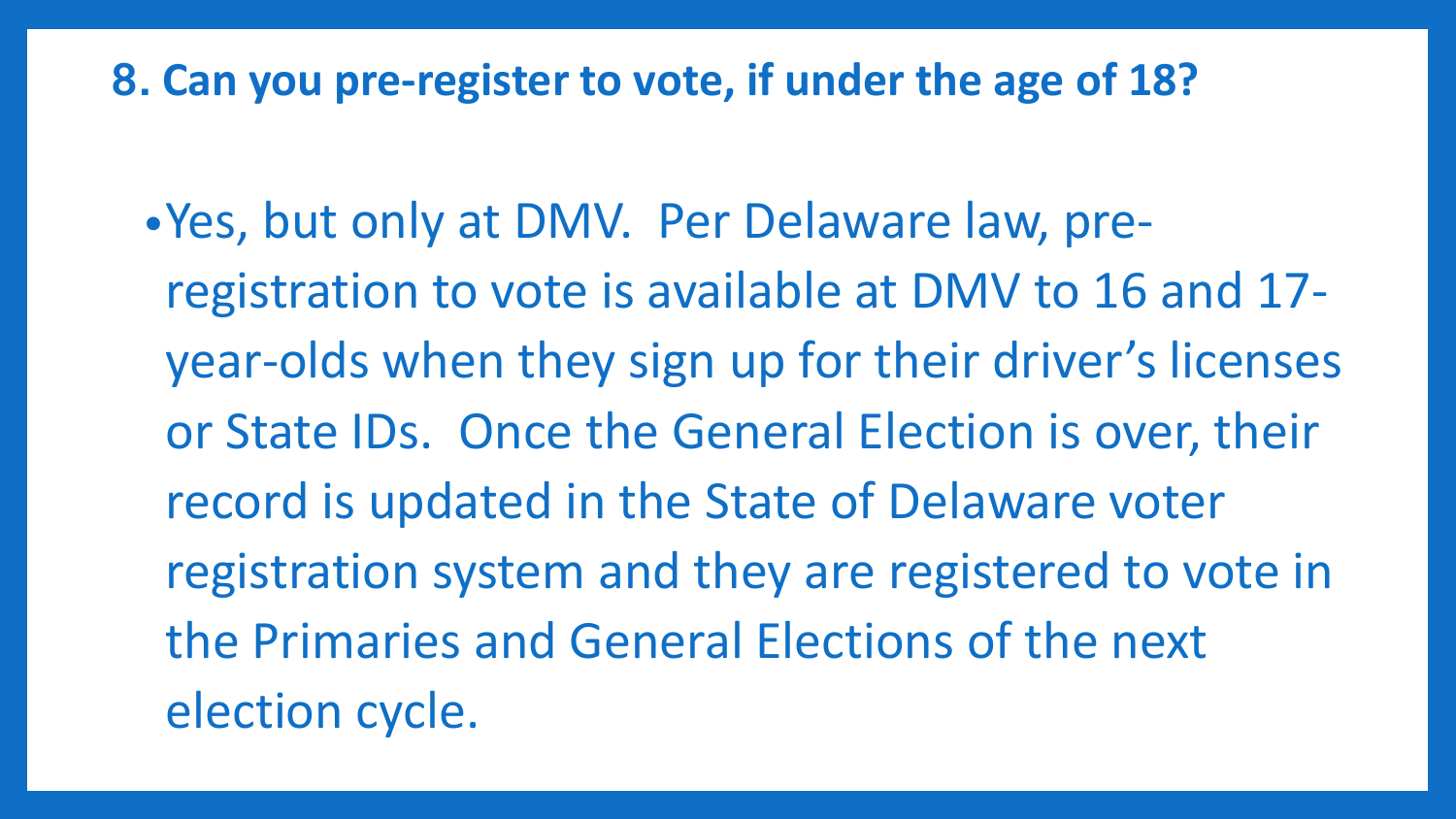## 8. Can you pre-register to vote, if under the age of 18?

- Yes, but only at DMV. Per Delaware law, pre-registration to vote is available at DMV to 16 and 17-year-olds when they sign up for their driver's licenses or State IDs. Once the General Election is over, their record is updated in the State of Delaware voter registration system and they are registered to vote in the Primaries and General Elections of the next election cycle.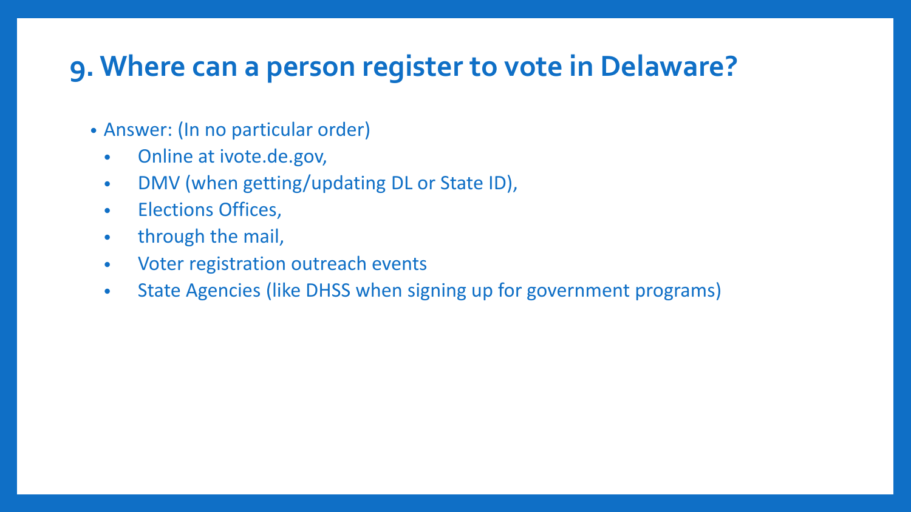## 9. Where can a person register to vote in Delaware?

- Answer: (In no particular order)
  - Online at ivote.de.gov,
  - DMV (when getting/updating DL or State ID),
  - Elections Offices,
  - through the mail,
  - Voter registration outreach events
  - State Agencies (like DHSS when signing up for government programs)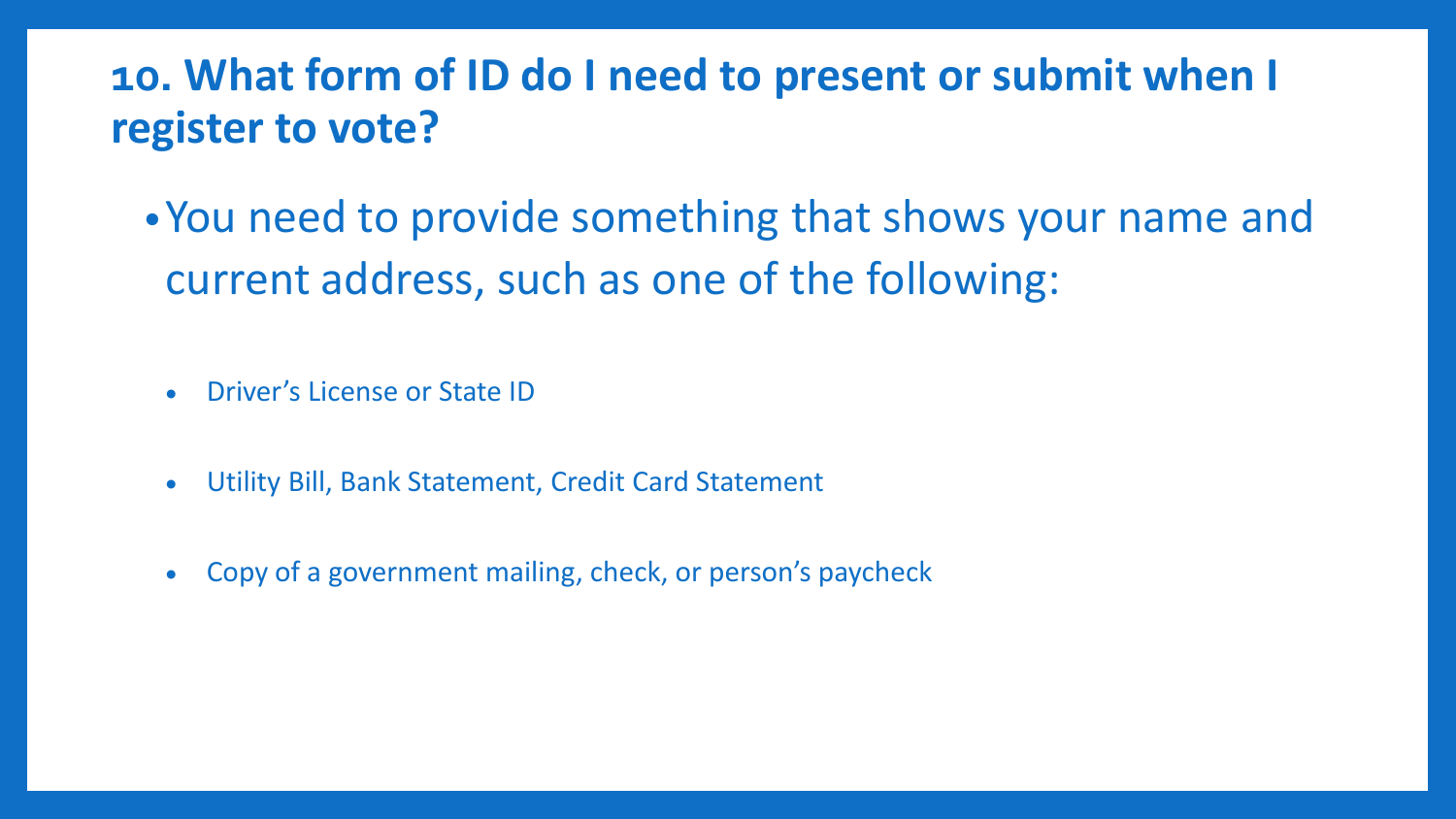## 10. What form of ID do I need to present or submit when I register to vote?

- You need to provide something that shows your name and current address, such as one of the following:
  - Driver's License or State ID
  - Utility Bill, Bank Statement, Credit Card Statement
  - Copy of a government mailing, check, or person's paycheck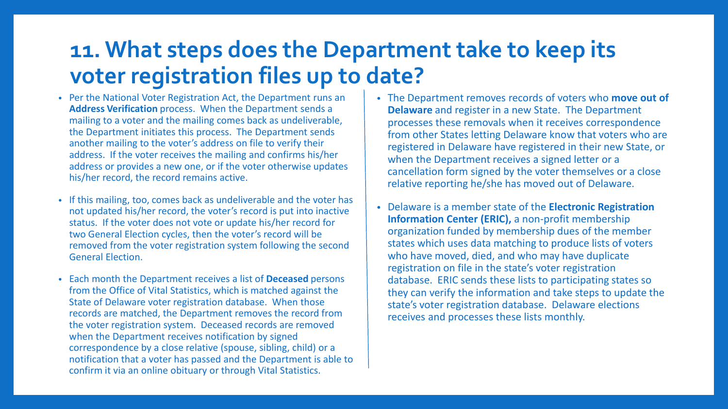# 11. What steps does the Department take to keep its voter registration files up to date?

- Per the National Voter Registration Act, the Department runs an **Address Verification** process. When the Department sends a mailing to a voter and the mailing comes back as undeliverable, the Department initiates this process. The Department sends another mailing to the voter's address on file to verify their address. If the voter receives the mailing and confirms his/her address or provides a new one, or if the voter otherwise updates his/her record, the record remains active.

- If this mailing, too, comes back as undeliverable and the voter has not updated his/her record, the voter's record is put into inactive status. If the voter does not vote or update his/her record for two General Election cycles, then the voter's record will be removed from the voter registration system following the second General Election.

- Each month the Department receives a list of **Deceased** persons from the Office of Vital Statistics, which is matched against the State of Delaware voter registration database. When those records are matched, the Department removes the record from the voter registration system. Deceased records are removed when the Department receives notification by signed correspondence by a close relative (spouse, sibling, child) or a notification that a voter has passed and the Department is able to confirm it via an online obituary or through Vital Statistics.

- The Department removes records of voters who **move out of Delaware** and register in a new State. The Department processes these removals when it receives correspondence from other States letting Delaware know that voters who are registered in Delaware have registered in their new State, or when the Department receives a signed letter or a cancellation form signed by the voter themselves or a close relative reporting he/she has moved out of Delaware.

- Delaware is a member state of the **Electronic Registration Information Center (ERIC),** a non-profit membership organization funded by membership dues of the member states which uses data matching to produce lists of voters who have moved, died, and who may have duplicate registration on file in the state's voter registration database. ERIC sends these lists to participating states so they can verify the information and take steps to update the state's voter registration database. Delaware elections receives and processes these lists monthly.